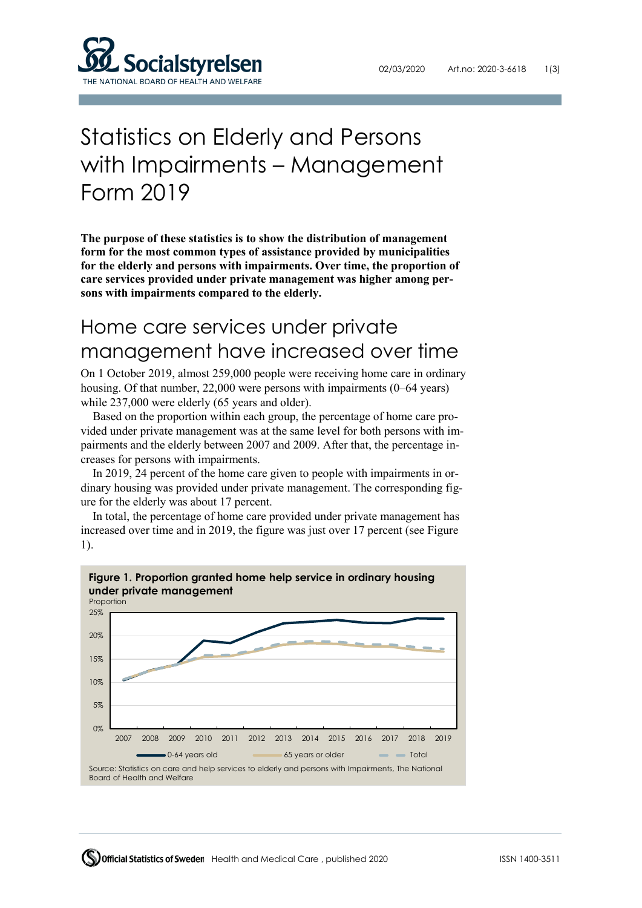# Statistics on Elderly and Persons with Impairments – Management Form 2019

**The purpose of these statistics is to show the distribution of management form for the most common types of assistance provided by municipalities for the elderly and persons with impairments. Over time, the proportion of care services provided under private management was higher among persons with impairments compared to the elderly.**

## Home care services under private management have increased over time

On 1 October 2019, almost 259,000 people were receiving home care in ordinary housing. Of that number, 22,000 were persons with impairments (0–64 years) while 237,000 were elderly (65 years and older).

Based on the proportion within each group, the percentage of home care provided under private management was at the same level for both persons with impairments and the elderly between 2007 and 2009. After that, the percentage increases for persons with impairments.

In 2019, 24 percent of the home care given to people with impairments in ordinary housing was provided under private management. The corresponding figure for the elderly was about 17 percent.

In total, the percentage of home care provided under private management has increased over time and in 2019, the figure was just over 17 percent (see Figure 1).

**Figure 1. Proportion granted home help service in ordinary housing under private management**

Source: Statistics on care and help services to elderly and persons with Impairments, The National Board of Health and Welfare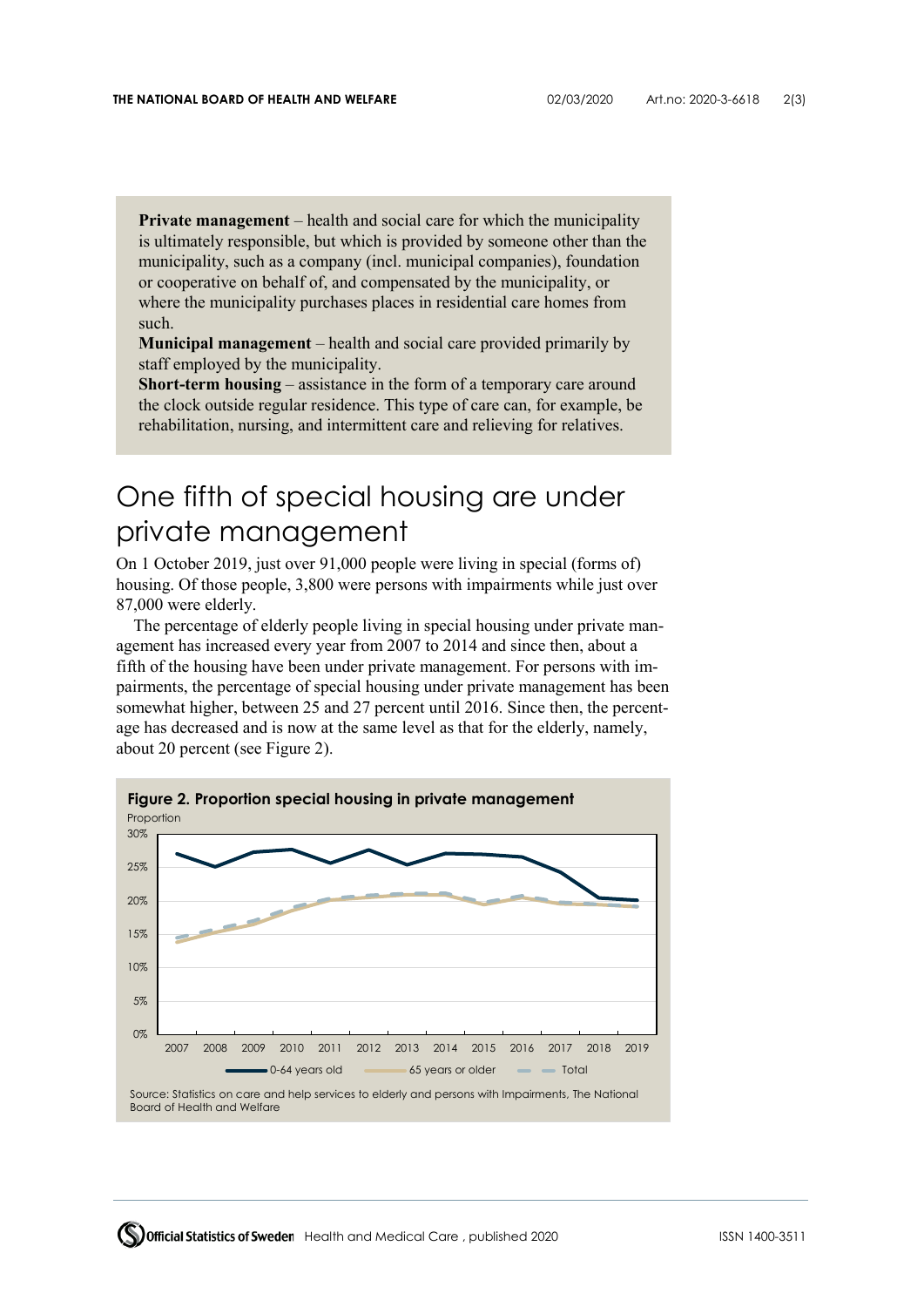**Private management** – health and social care for which the municipality is ultimately responsible, but which is provided by someone other than the municipality, such as a company (incl. municipal companies), foundation or cooperative on behalf of, and compensated by the municipality, or where the municipality purchases places in residential care homes from such.
**Municipal management** – health and social care provided primarily by staff employed by the municipality.
**Short-term housing** – assistance in the form of a temporary care around the clock outside regular residence. This type of care can, for example, be rehabilitation, nursing, and intermittent care and relieving for relatives.

# One fifth of special housing are under private management

On 1 October 2019, just over 91,000 people were living in special (forms of) housing. Of those people, 3,800 were persons with impairments while just over 87,000 were elderly.

The percentage of elderly people living in special housing under private management has increased every year from 2007 to 2014 and since then, about a fifth of the housing have been under private management. For persons with impairments, the percentage of special housing under private management has been somewhat higher, between 25 and 27 percent until 2016. Since then, the percentage has decreased and is now at the same level as that for the elderly, namely, about 20 percent (see Figure 2).

**Figure 2. Proportion special housing in private management**

Source: Statistics on care and help services to elderly and persons with Impairments, The National Board of Health and Welfare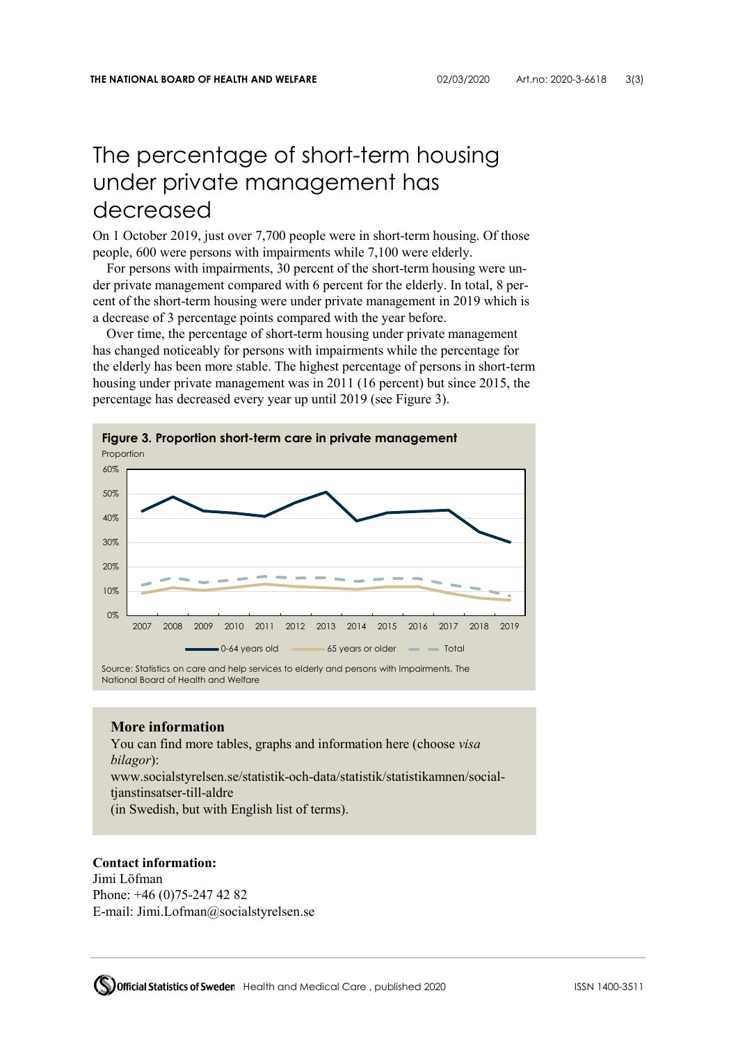# The percentage of short-term housing under private management has decreased

On 1 October 2019, just over 7,700 people were in short-term housing. Of those people, 600 were persons with impairments while 7,100 were elderly.

For persons with impairments, 30 percent of the short-term housing were under private management compared with 6 percent for the elderly. In total, 8 percent of the short-term housing were under private management in 2019 which is a decrease of 3 percentage points compared with the year before.

Over time, the percentage of short-term housing under private management has changed noticeably for persons with impairments while the percentage for the elderly has been more stable. The highest percentage of persons in short-term housing under private management was in 2011 (16 percent) but since 2015, the percentage has decreased every year up until 2019 (see Figure 3).

**Figure 3. Proportion short-term care in private management**

Proportion

60%
50%
40%
30%
20%
10%
0%

2007 2008 2009 2010 2011 2012 2013 2014 2015 2016 2017 2018 2019

0-64 years old
65 years or older
Total

Source: Statistics on care and help services to elderly and persons with Impairments, The National Board of Health and Welfare

**More information**

You can find more tables, graphs and information here (choose *visa bilagor*):
www.socialstyrelsen.se/statistik-och-data/statistik/statistikamnen/socialtjanstinsatser-till-aldre
(in Swedish, but with English list of terms).

**Contact information:**
Jimi Löfman
Phone: +46 (0)75-247 42 82
E-mail: Jimi.Lofman@socialstyrelsen.se